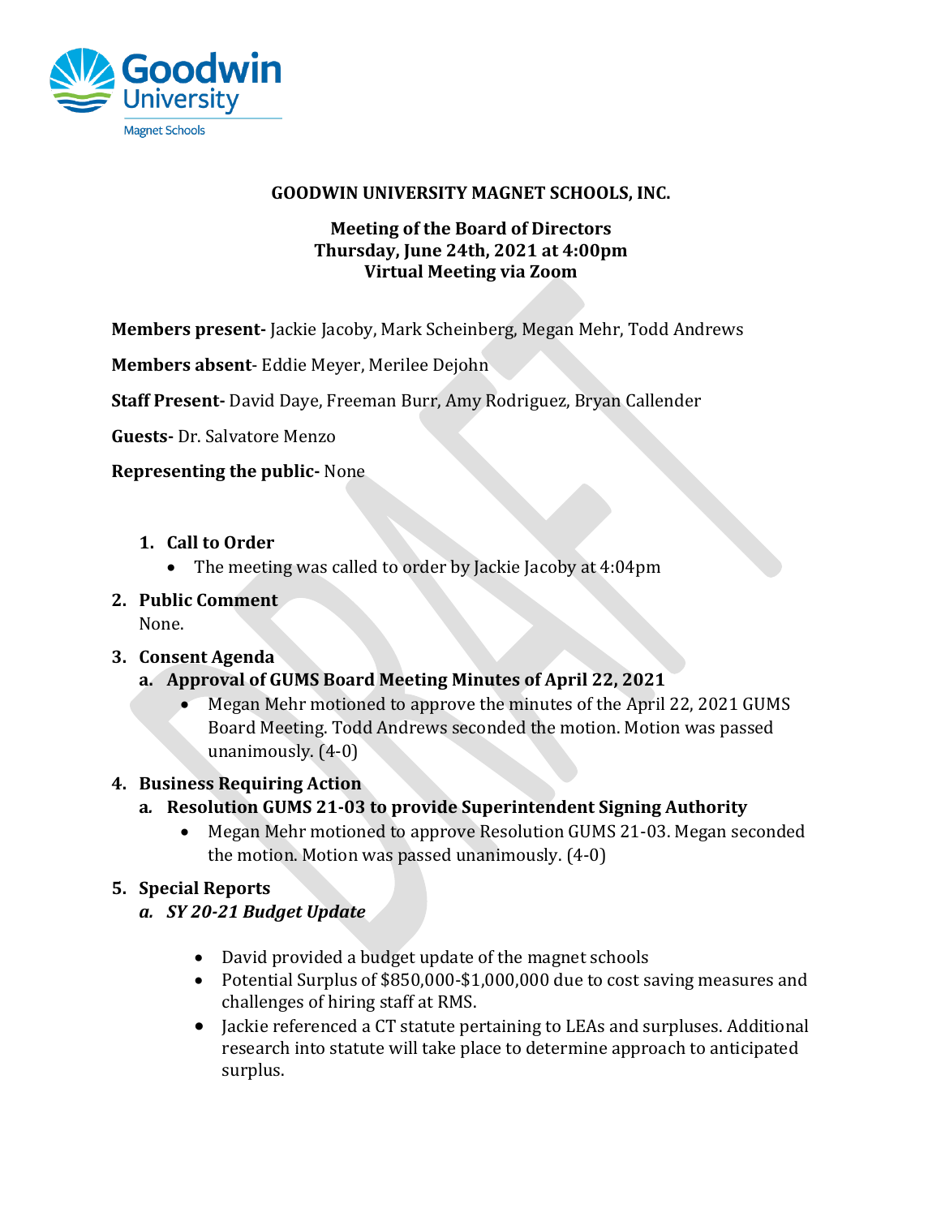Goodwin University
Magnet Schools

**GOODWIN UNIVERSITY MAGNET SCHOOLS, INC.**

**Meeting of the Board of Directors**
**Thursday, June 24th, 2021 at 4:00pm**
**Virtual Meeting via Zoom**

**Members present-** Jackie Jacoby, Mark Scheinberg, Megan Mehr, Todd Andrews

**Members absent**- Eddie Meyer, Merilee Dejohn

**Staff Present-** David Daye, Freeman Burr, Amy Rodriguez, Bryan Callender

**Guests-** Dr. Salvatore Menzo

**Representing the public-** None

1. **Call to Order**
   - The meeting was called to order by Jackie Jacoby at 4:04pm

2. **Public Comment**
   None.

3. **Consent Agenda**
   a. **Approval of GUMS Board Meeting Minutes of April 22, 2021**
      - Megan Mehr motioned to approve the minutes of the April 22, 2021 GUMS Board Meeting. Todd Andrews seconded the motion. Motion was passed unanimously. (4-0)

4. **Business Requiring Action**
   a. **Resolution GUMS 21-03 to provide Superintendent Signing Authority**
      - Megan Mehr motioned to approve Resolution GUMS 21-03. Megan seconded the motion. Motion was passed unanimously. (4-0)

5. **Special Reports**
   a. ***SY 20-21 Budget Update***
      - David provided a budget update of the magnet schools
      - Potential Surplus of $850,000-$1,000,000 due to cost saving measures and challenges of hiring staff at RMS.
      - Jackie referenced a CT statute pertaining to LEAs and surpluses. Additional research into statute will take place to determine approach to anticipated surplus.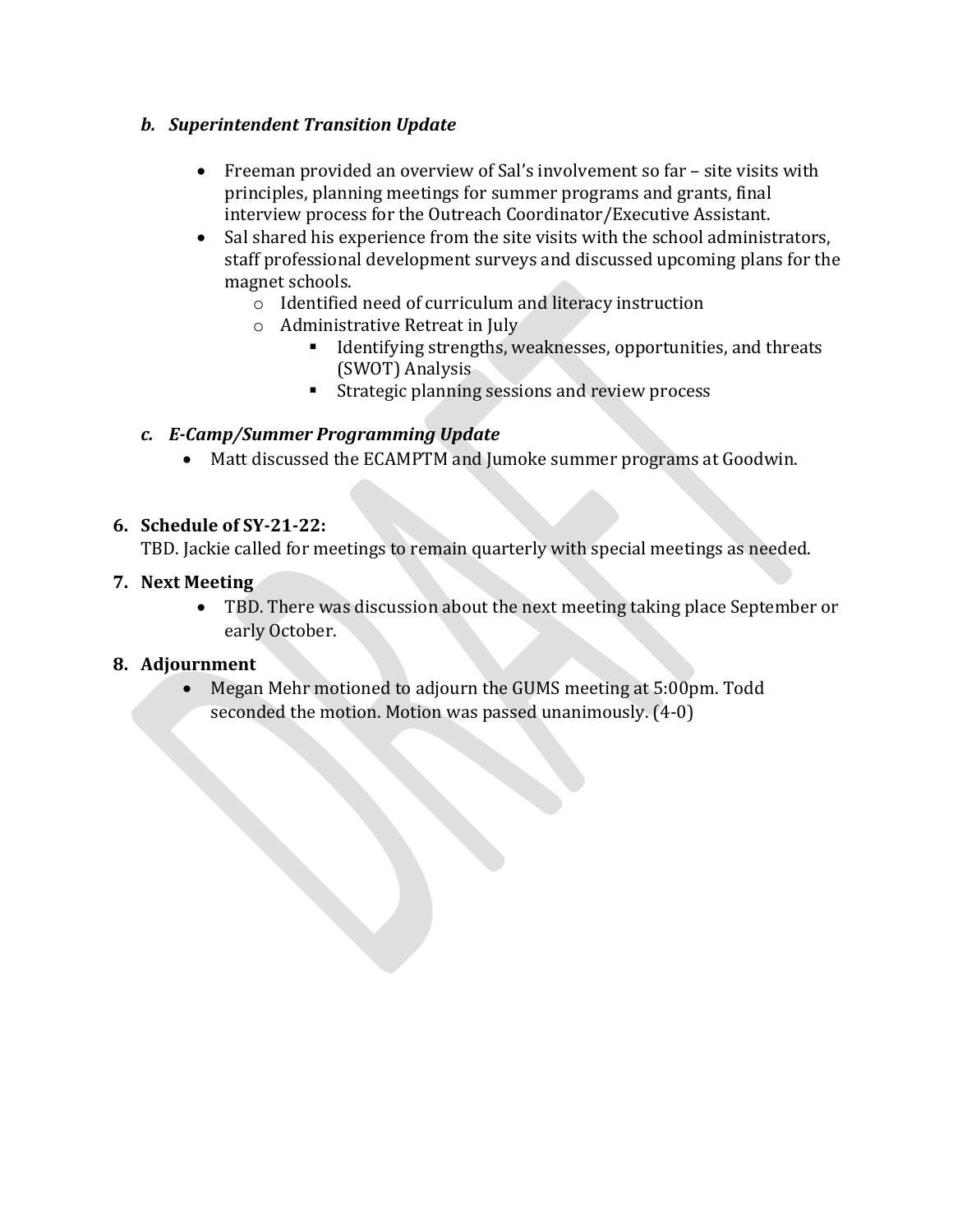### *b. Superintendent Transition Update*

- Freeman provided an overview of Sal's involvement so far – site visits with principles, planning meetings for summer programs and grants, final interview process for the Outreach Coordinator/Executive Assistant.
- Sal shared his experience from the site visits with the school administrators, staff professional development surveys and discussed upcoming plans for the magnet schools.
  - Identified need of curriculum and literacy instruction
  - Administrative Retreat in July
    - Identifying strengths, weaknesses, opportunities, and threats (SWOT) Analysis
    - Strategic planning sessions and review process

### *c. E-Camp/Summer Programming Update*

- Matt discussed the ECAMPTM and Jumoke summer programs at Goodwin.

## 6. Schedule of SY-21-22:

TBD. Jackie called for meetings to remain quarterly with special meetings as needed.

## 7. Next Meeting

- TBD. There was discussion about the next meeting taking place September or early October.

## 8. Adjournment

- Megan Mehr motioned to adjourn the GUMS meeting at 5:00pm. Todd seconded the motion. Motion was passed unanimously. (4-0)